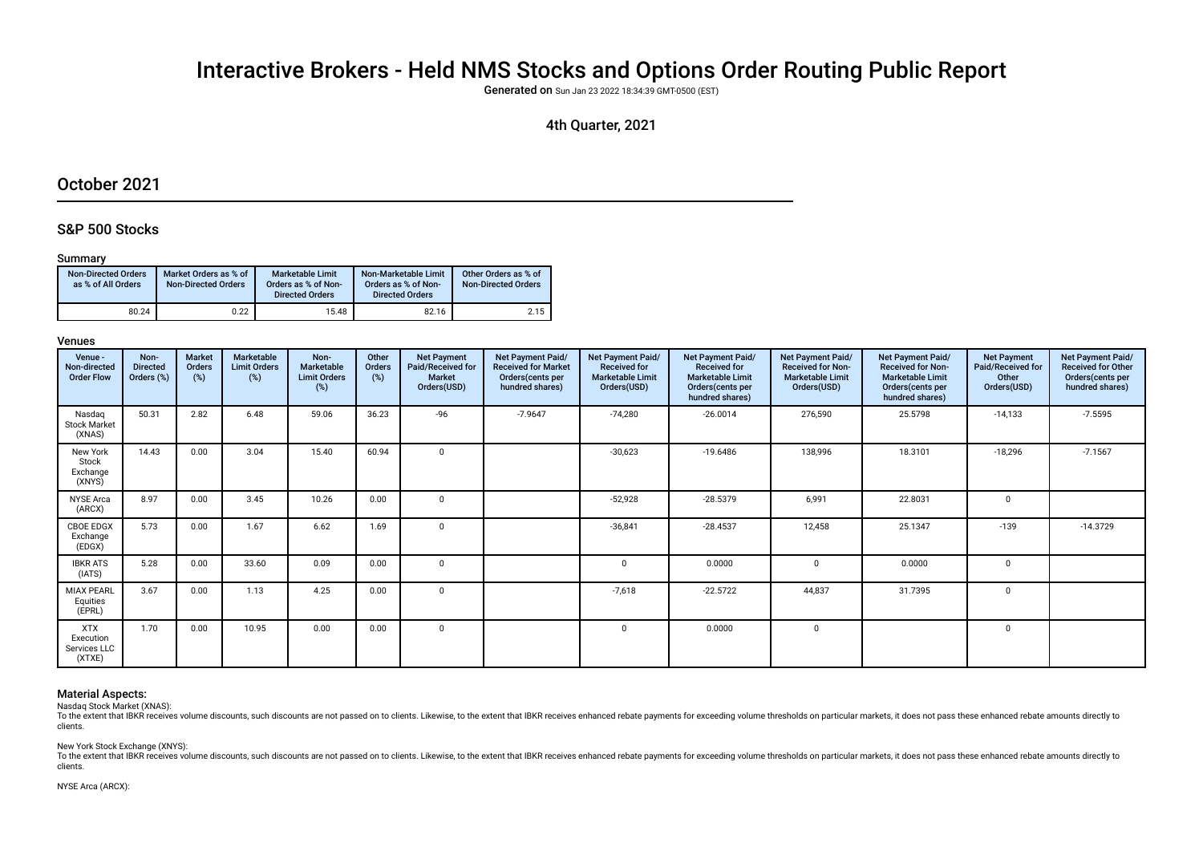# Interactive Brokers - Held NMS Stocks and Options Order Routing Public Report

**Generated on** Sun Jan 23 2022 18:34:39 GMT-0500 (EST)

4th Quarter, 2021

## October 2021

### S&P 500 Stocks

#### Summary

| Non-Directed Orders as % of All Orders | Market Orders as % of Non-Directed Orders | Marketable Limit Orders as % of Non-Directed Orders | Non-Marketable Limit Orders as % of Non-Directed Orders | Other Orders as % of Non-Directed Orders |
|---|---|---|---|---|
| 80.24 | 0.22 | 15.48 | 82.16 | 2.15 |

#### Venues

| Venue - Non-directed Order Flow | Non-Directed Orders (%) | Market Orders (%) | Marketable Limit Orders (%) | Non-Marketable Limit Orders (%) | Other Orders (%) | Net Payment Paid/Received for Market Orders(USD) | Net Payment Paid/ Received for Market Orders(cents per hundred shares) | Net Payment Paid/ Received for Marketable Limit Orders(USD) | Net Payment Paid/ Received for Marketable Limit Orders(cents per hundred shares) | Net Payment Paid/ Received for Non-Marketable Limit Orders(USD) | Net Payment Paid/ Received for Non-Marketable Limit Orders(cents per hundred shares) | Net Payment Paid/Received for Other Orders(USD) | Net Payment Paid/ Received for Other Orders(cents per hundred shares) |
|---|---|---|---|---|---|---|---|---|---|---|---|---|---|
| Nasdaq Stock Market (XNAS) | 50.31 | 2.82 | 6.48 | 59.06 | 36.23 | -96 | -7.9647 | -74,280 | -26.0014 | 276,590 | 25.5798 | -14,133 | -7.5595 |
| New York Stock Exchange (XNYS) | 14.43 | 0.00 | 3.04 | 15.40 | 60.94 | 0 | | -30,623 | -19.6486 | 138,996 | 18.3101 | -18,296 | -7.1567 |
| NYSE Arca (ARCX) | 8.97 | 0.00 | 3.45 | 10.26 | 0.00 | 0 | | -52,928 | -28.5379 | 6,991 | 22.8031 | 0 | |
| CBOE EDGX Exchange (EDGX) | 5.73 | 0.00 | 1.67 | 6.62 | 1.69 | 0 | | -36,841 | -28.4537 | 12,458 | 25.1347 | -139 | -14.3729 |
| IBKR ATS (IATS) | 5.28 | 0.00 | 33.60 | 0.09 | 0.00 | 0 | | 0 | 0.0000 | 0 | 0.0000 | 0 | |
| MIAX PEARL Equities (EPRL) | 3.67 | 0.00 | 1.13 | 4.25 | 0.00 | 0 | | -7,618 | -22.5722 | 44,837 | 31.7395 | 0 | |
| XTX Execution Services LLC (XTXE) | 1.70 | 0.00 | 10.95 | 0.00 | 0.00 | 0 | | 0 | 0.0000 | 0 | | 0 | |

#### Material Aspects:

Nasdaq Stock Market (XNAS):
To the extent that IBKR receives volume discounts, such discounts are not passed on to clients. Likewise, to the extent that IBKR receives enhanced rebate payments for exceeding volume thresholds on particular markets, it does not pass these enhanced rebate amounts directly to clients.

New York Stock Exchange (XNYS):
To the extent that IBKR receives volume discounts, such discounts are not passed on to clients. Likewise, to the extent that IBKR receives enhanced rebate payments for exceeding volume thresholds on particular markets, it does not pass these enhanced rebate amounts directly to clients.

NYSE Arca (ARCX):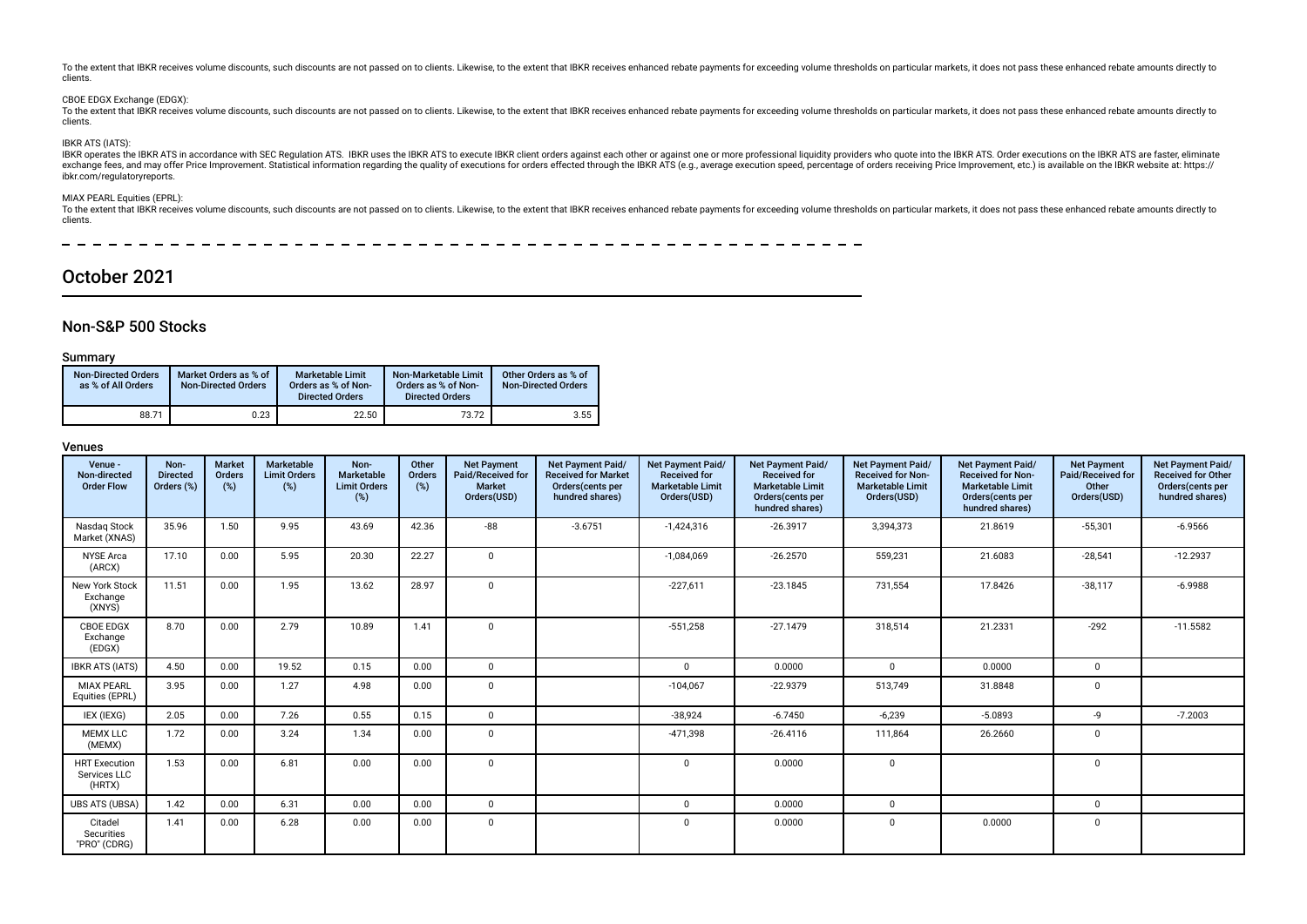To the extent that IBKR receives volume discounts, such discounts are not passed on to clients. Likewise, to the extent that IBKR receives enhanced rebate payments for exceeding volume thresholds on particular markets, it does not pass these enhanced rebate amounts directly to clients.

CBOE EDGX Exchange (EDGX):

To the extent that IBKR receives volume discounts, such discounts are not passed on to clients. Likewise, to the extent that IBKR receives enhanced rebate payments for exceeding volume thresholds on particular markets, it does not pass these enhanced rebate amounts directly to clients.

IBKR ATS (IATS):

IBKR operates the IBKR ATS in accordance with SEC Regulation ATS. IBKR uses the IBKR ATS to execute IBKR client orders against each other or against one or more professional liquidity providers who quote into the IBKR ATS. Order executions on the IBKR ATS are faster, eliminate exchange fees, and may offer Price Improvement. Statistical information regarding the quality of executions for orders effected through the IBKR ATS (e.g., average execution speed, percentage of orders receiving Price Improvement, etc.) is available on the IBKR website at: https://ibkr.com/regulatoryreports.

MIAX PEARL Equities (EPRL):

To the extent that IBKR receives volume discounts, such discounts are not passed on to clients. Likewise, to the extent that IBKR receives enhanced rebate payments for exceeding volume thresholds on particular markets, it does not pass these enhanced rebate amounts directly to clients.

# October 2021

## Non-S&P 500 Stocks

### Summary

| Non-Directed Orders as % of All Orders | Market Orders as % of Non-Directed Orders | Marketable Limit Orders as % of Non-Directed Orders | Non-Marketable Limit Orders as % of Non-Directed Orders | Other Orders as % of Non-Directed Orders |
|---|---|---|---|---|
| 88.71 | 0.23 | 22.50 | 73.72 | 3.55 |

### Venues

| Venue - Non-directed Order Flow | Non-Directed Orders (%) | Market Orders (%) | Marketable Limit Orders (%) | Non-Marketable Limit Orders (%) | Other Orders (%) | Net Payment Paid/Received for Market Orders(USD) | Net Payment Paid/Received for Market Orders(cents per hundred shares) | Net Payment Paid/Received for Marketable Limit Orders(USD) | Net Payment Paid/Received for Marketable Limit Orders(cents per hundred shares) | Net Payment Paid/Received for Non-Marketable Limit Orders(USD) | Net Payment Paid/Received for Non-Marketable Limit Orders(cents per hundred shares) | Net Payment Paid/Received for Other Orders(USD) | Net Payment Paid/Received for Other Orders(cents per hundred shares) |
|---|---|---|---|---|---|---|---|---|---|---|---|---|---|
| Nasdaq Stock Market (XNAS) | 35.96 | 1.50 | 9.95 | 43.69 | 42.36 | -88 | -3.6751 | -1,424,316 | -26.3917 | 3,394,373 | 21.8619 | -55,301 | -6.9566 |
| NYSE Arca (ARCX) | 17.10 | 0.00 | 5.95 | 20.30 | 22.27 | 0 | | -1,084,069 | -26.2570 | 559,231 | 21.6083 | -28,541 | -12.2937 |
| New York Stock Exchange (XNYS) | 11.51 | 0.00 | 1.95 | 13.62 | 28.97 | 0 | | -227,611 | -23.1845 | 731,554 | 17.8426 | -38,117 | -6.9988 |
| CBOE EDGX Exchange (EDGX) | 8.70 | 0.00 | 2.79 | 10.89 | 1.41 | 0 | | -551,258 | -27.1479 | 318,514 | 21.2331 | -292 | -11.5582 |
| IBKR ATS (IATS) | 4.50 | 0.00 | 19.52 | 0.15 | 0.00 | 0 | | 0 | 0.0000 | 0 | 0.0000 | 0 | |
| MIAX PEARL Equities (EPRL) | 3.95 | 0.00 | 1.27 | 4.98 | 0.00 | 0 | | -104,067 | -22.9379 | 513,749 | 31.8848 | 0 | |
| IEX (IEXG) | 2.05 | 0.00 | 7.26 | 0.55 | 0.15 | 0 | | -38,924 | -6.7450 | -6,239 | -5.0893 | -9 | -7.2003 |
| MEMX LLC (MEMX) | 1.72 | 0.00 | 3.24 | 1.34 | 0.00 | 0 | | -471,398 | -26.4116 | 111,864 | 26.2660 | 0 | |
| HRT Execution Services LLC (HRTX) | 1.53 | 0.00 | 6.81 | 0.00 | 0.00 | 0 | | 0 | 0.0000 | 0 | | 0 | |
| UBS ATS (UBSA) | 1.42 | 0.00 | 6.31 | 0.00 | 0.00 | 0 | | 0 | 0.0000 | 0 | | 0 | |
| Citadel Securities "PRO" (CDRG) | 1.41 | 0.00 | 6.28 | 0.00 | 0.00 | 0 | | 0 | 0.0000 | 0 | 0.0000 | 0 | |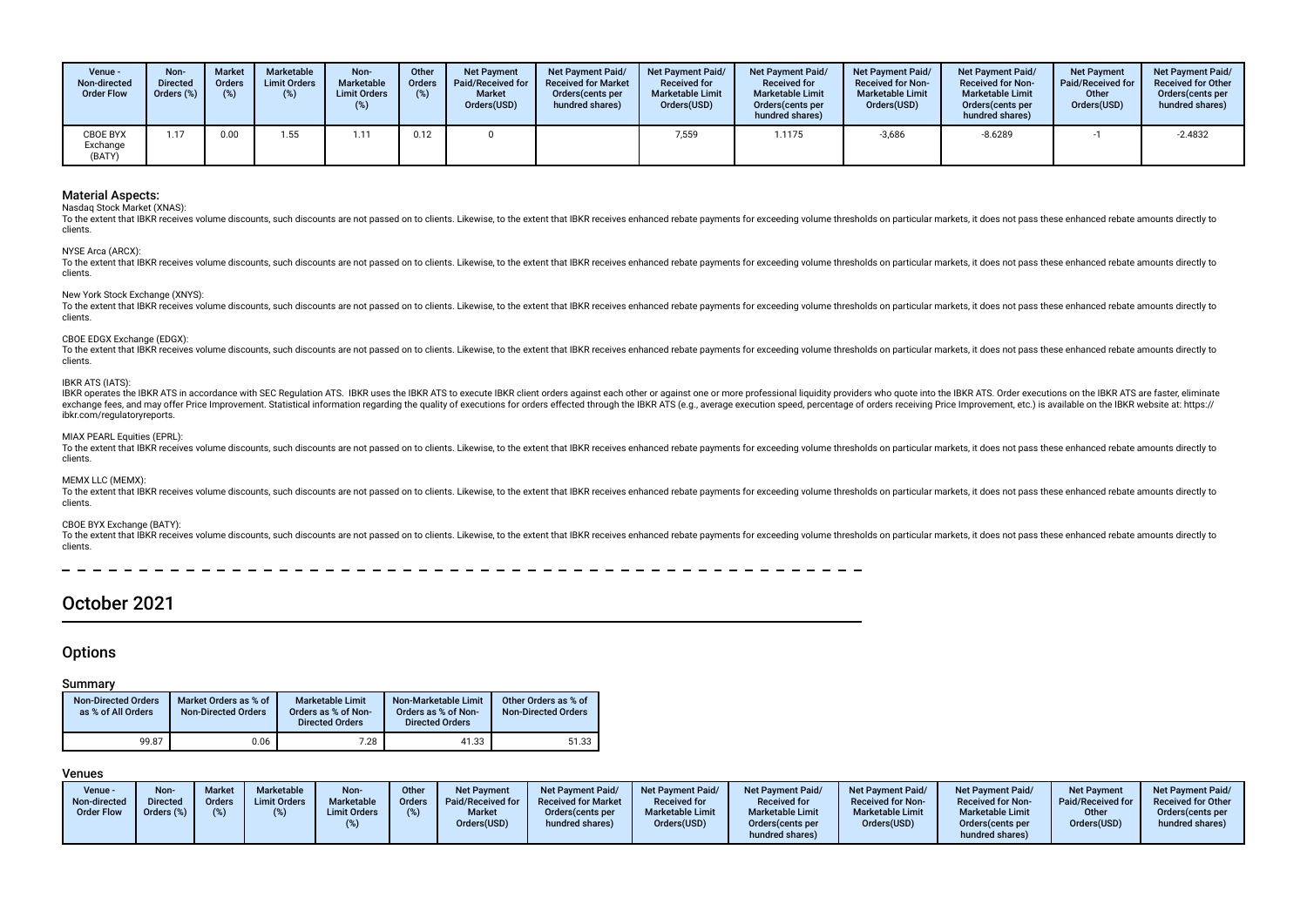| Venue - Non-directed Order Flow | Non-Directed Orders (%) | Market Orders (%) | Marketable Limit Orders (%) | Non-Marketable Limit Orders (%) | Other Orders (%) | Net Payment Paid/Received for Market Orders(USD) | Net Payment Paid/ Received for Market Orders(cents per hundred shares) | Net Payment Paid/ Received for Marketable Limit Orders(USD) | Net Payment Paid/ Received for Marketable Limit Orders(cents per hundred shares) | Net Payment Paid/ Received for Non-Marketable Limit Orders(USD) | Net Payment Paid/ Received for Non-Marketable Limit Orders(cents per hundred shares) | Net Payment Paid/Received for Other Orders(USD) | Net Payment Paid/ Received for Other Orders(cents per hundred shares) |
|---|---|---|---|---|---|---|---|---|---|---|---|---|---|
| CBOE BYX Exchange (BATY) | 1.17 | 0.00 | 1.55 | 1.11 | 0.12 | 0 | | 7,559 | 1.1175 | -3,686 | -8.6289 | -1 | -2.4832 |

### Material Aspects:

Nasdaq Stock Market (XNAS):

To the extent that IBKR receives volume discounts, such discounts are not passed on to clients. Likewise, to the extent that IBKR receives enhanced rebate payments for exceeding volume thresholds on particular markets, it does not pass these enhanced rebate amounts directly to clients.

NYSE Arca (ARCX):

To the extent that IBKR receives volume discounts, such discounts are not passed on to clients. Likewise, to the extent that IBKR receives enhanced rebate payments for exceeding volume thresholds on particular markets, it does not pass these enhanced rebate amounts directly to clients.

New York Stock Exchange (XNYS):

To the extent that IBKR receives volume discounts, such discounts are not passed on to clients. Likewise, to the extent that IBKR receives enhanced rebate payments for exceeding volume thresholds on particular markets, it does not pass these enhanced rebate amounts directly to clients.

CBOE EDGX Exchange (EDGX):

To the extent that IBKR receives volume discounts, such discounts are not passed on to clients. Likewise, to the extent that IBKR receives enhanced rebate payments for exceeding volume thresholds on particular markets, it does not pass these enhanced rebate amounts directly to clients.

IBKR ATS (IATS):

IBKR operates the IBKR ATS in accordance with SEC Regulation ATS. IBKR uses the IBKR ATS to execute IBKR client orders against each other or against one or more professional liquidity providers who quote into the IBKR ATS. Order executions on the IBKR ATS are faster, eliminate exchange fees, and may offer Price Improvement. Statistical information regarding the quality of executions for orders effected through the IBKR ATS (e.g., average execution speed, percentage of orders receiving Price Improvement, etc.) is available on the IBKR website at: https://ibkr.com/regulatoryreports.

MIAX PEARL Equities (EPRL):

To the extent that IBKR receives volume discounts, such discounts are not passed on to clients. Likewise, to the extent that IBKR receives enhanced rebate payments for exceeding volume thresholds on particular markets, it does not pass these enhanced rebate amounts directly to clients.

MEMX LLC (MEMX):

To the extent that IBKR receives volume discounts, such discounts are not passed on to clients. Likewise, to the extent that IBKR receives enhanced rebate payments for exceeding volume thresholds on particular markets, it does not pass these enhanced rebate amounts directly to clients.

CBOE BYX Exchange (BATY):

To the extent that IBKR receives volume discounts, such discounts are not passed on to clients. Likewise, to the extent that IBKR receives enhanced rebate payments for exceeding volume thresholds on particular markets, it does not pass these enhanced rebate amounts directly to clients.

# October 2021

## Options

### Summary

| Non-Directed Orders as % of All Orders | Market Orders as % of Non-Directed Orders | Marketable Limit Orders as % of Non-Directed Orders | Non-Marketable Limit Orders as % of Non-Directed Orders | Other Orders as % of Non-Directed Orders |
|---|---|---|---|---|
| 99.87 | 0.06 | 7.28 | 41.33 | 51.33 |

### Venues

| Venue - Non-directed Order Flow | Non-Directed Orders (%) | Market Orders (%) | Marketable Limit Orders (%) | Non-Marketable Limit Orders (%) | Other Orders (%) | Net Payment Paid/Received for Market Orders(USD) | Net Payment Paid/ Received for Market Orders(cents per hundred shares) | Net Payment Paid/ Received for Marketable Limit Orders(USD) | Net Payment Paid/ Received for Marketable Limit Orders(cents per hundred shares) | Net Payment Paid/ Received for Non-Marketable Limit Orders(USD) | Net Payment Paid/ Received for Non-Marketable Limit Orders(cents per hundred shares) | Net Payment Paid/Received for Other Orders(USD) | Net Payment Paid/ Received for Other Orders(cents per hundred shares) |
|---|---|---|---|---|---|---|---|---|---|---|---|---|---|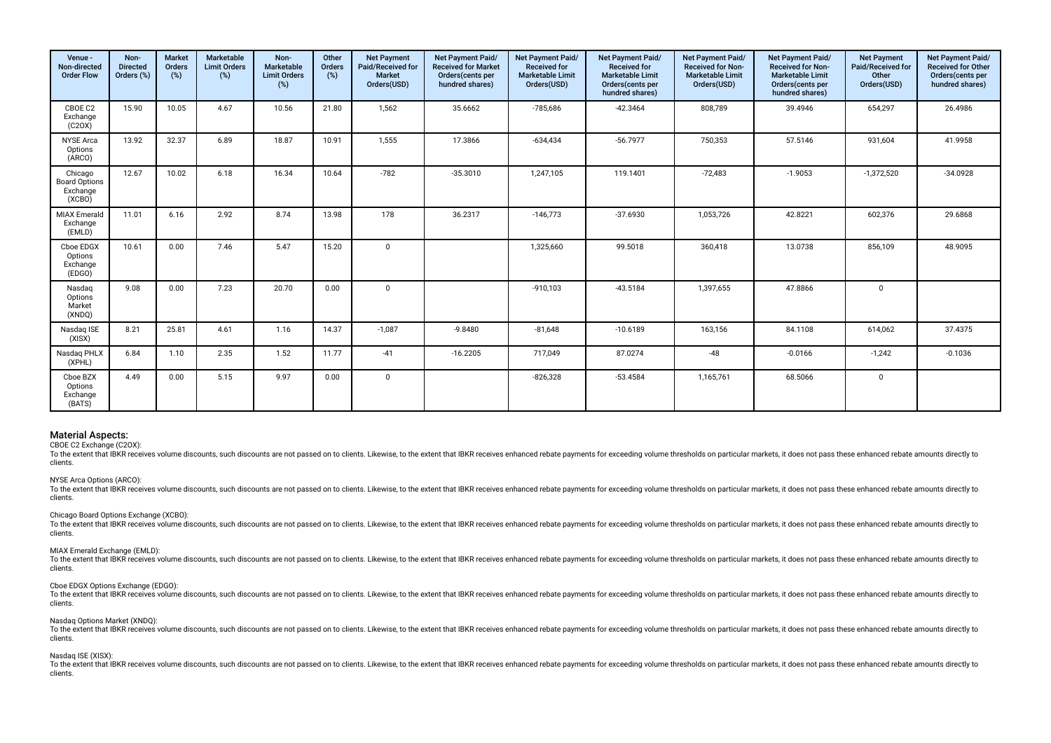| Venue - Non-directed Order Flow | Non-Directed Orders (%) | Market Orders (%) | Marketable Limit Orders (%) | Non-Marketable Limit Orders (%) | Other Orders (%) | Net Payment Paid/Received for Market Orders(USD) | Net Payment Paid/ Received for Market Orders(cents per hundred shares) | Net Payment Paid/ Received for Marketable Limit Orders(USD) | Net Payment Paid/ Received for Marketable Limit Orders(cents per hundred shares) | Net Payment Paid/ Received for Non-Marketable Limit Orders(USD) | Net Payment Paid/ Received for Non-Marketable Limit Orders(cents per hundred shares) | Net Payment Paid/Received for Other Orders(USD) | Net Payment Paid/ Received for Other Orders(cents per hundred shares) |
|---|---|---|---|---|---|---|---|---|---|---|---|---|---|
| CBOE C2 Exchange (C2OX) | 15.90 | 10.05 | 4.67 | 10.56 | 21.80 | 1,562 | 35.6662 | -785,686 | -42.3464 | 808,789 | 39.4946 | 654,297 | 26.4986 |
| NYSE Arca Options (ARCO) | 13.92 | 32.37 | 6.89 | 18.87 | 10.91 | 1,555 | 17.3866 | -634,434 | -56.7977 | 750,353 | 57.5146 | 931,604 | 41.9958 |
| Chicago Board Options Exchange (XCBO) | 12.67 | 10.02 | 6.18 | 16.34 | 10.64 | -782 | -35.3010 | 1,247,105 | 119.1401 | -72,483 | -1.9053 | -1,372,520 | -34.0928 |
| MIAX Emerald Exchange (EMLD) | 11.01 | 6.16 | 2.92 | 8.74 | 13.98 | 178 | 36.2317 | -146,773 | -37.6930 | 1,053,726 | 42.8221 | 602,376 | 29.6868 |
| Cboe EDGX Options Exchange (EDGO) | 10.61 | 0.00 | 7.46 | 5.47 | 15.20 | 0 | | 1,325,660 | 99.5018 | 360,418 | 13.0738 | 856,109 | 48.9095 |
| Nasdaq Options Market (XNDQ) | 9.08 | 0.00 | 7.23 | 20.70 | 0.00 | 0 | | -910,103 | -43.5184 | 1,397,655 | 47.8866 | 0 | |
| Nasdaq ISE (XISX) | 8.21 | 25.81 | 4.61 | 1.16 | 14.37 | -1,087 | -9.8480 | -81,648 | -10.6189 | 163,156 | 84.1108 | 614,062 | 37.4375 |
| Nasdaq PHLX (XPHL) | 6.84 | 1.10 | 2.35 | 1.52 | 11.77 | -41 | -16.2205 | 717,049 | 87.0274 | -48 | -0.0166 | -1,242 | -0.1036 |
| Cboe BZX Options Exchange (BATS) | 4.49 | 0.00 | 5.15 | 9.97 | 0.00 | 0 | | -826,328 | -53.4584 | 1,165,761 | 68.5066 | 0 | |

## Material Aspects:

CBOE C2 Exchange (C2OX):
To the extent that IBKR receives volume discounts, such discounts are not passed on to clients. Likewise, to the extent that IBKR receives enhanced rebate payments for exceeding volume thresholds on particular markets, it does not pass these enhanced rebate amounts directly to clients.

NYSE Arca Options (ARCO):
To the extent that IBKR receives volume discounts, such discounts are not passed on to clients. Likewise, to the extent that IBKR receives enhanced rebate payments for exceeding volume thresholds on particular markets, it does not pass these enhanced rebate amounts directly to clients.

Chicago Board Options Exchange (XCBO):
To the extent that IBKR receives volume discounts, such discounts are not passed on to clients. Likewise, to the extent that IBKR receives enhanced rebate payments for exceeding volume thresholds on particular markets, it does not pass these enhanced rebate amounts directly to clients.

MIAX Emerald Exchange (EMLD):
To the extent that IBKR receives volume discounts, such discounts are not passed on to clients. Likewise, to the extent that IBKR receives enhanced rebate payments for exceeding volume thresholds on particular markets, it does not pass these enhanced rebate amounts directly to clients.

Cboe EDGX Options Exchange (EDGO):
To the extent that IBKR receives volume discounts, such discounts are not passed on to clients. Likewise, to the extent that IBKR receives enhanced rebate payments for exceeding volume thresholds on particular markets, it does not pass these enhanced rebate amounts directly to clients.

Nasdaq Options Market (XNDQ):
To the extent that IBKR receives volume discounts, such discounts are not passed on to clients. Likewise, to the extent that IBKR receives enhanced rebate payments for exceeding volume thresholds on particular markets, it does not pass these enhanced rebate amounts directly to clients.

Nasdaq ISE (XISX):
To the extent that IBKR receives volume discounts, such discounts are not passed on to clients. Likewise, to the extent that IBKR receives enhanced rebate payments for exceeding volume thresholds on particular markets, it does not pass these enhanced rebate amounts directly to clients.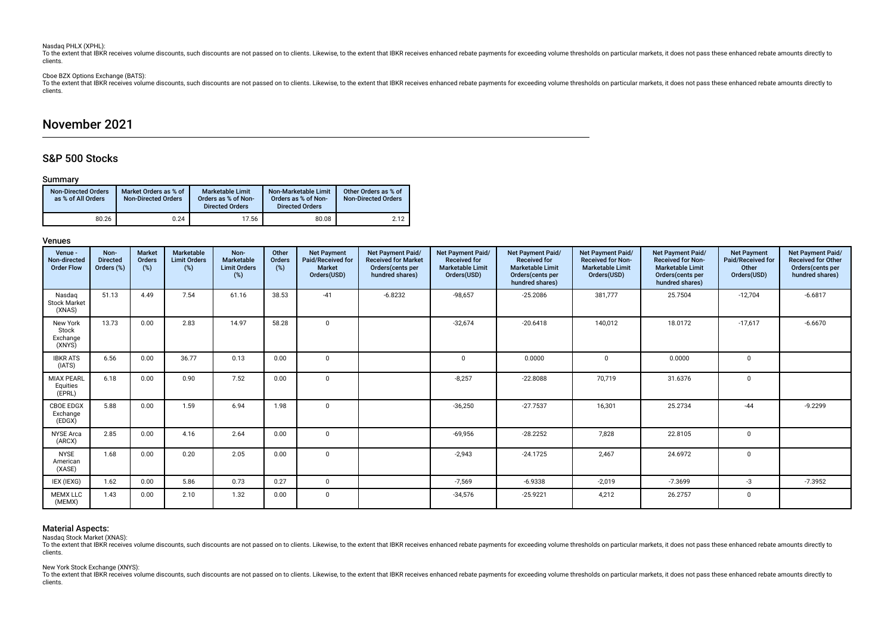Nasdaq PHLX (XPHL):

To the extent that IBKR receives volume discounts, such discounts are not passed on to clients. Likewise, to the extent that IBKR receives enhanced rebate payments for exceeding volume thresholds on particular markets, it does not pass these enhanced rebate amounts directly to clients.

Cboe BZX Options Exchange (BATS):

To the extent that IBKR receives volume discounts, such discounts are not passed on to clients. Likewise, to the extent that IBKR receives enhanced rebate payments for exceeding volume thresholds on particular markets, it does not pass these enhanced rebate amounts directly to clients.

# November 2021

## S&P 500 Stocks

### Summary

| Non-Directed Orders as % of All Orders | Market Orders as % of Non-Directed Orders | Marketable Limit Orders as % of Non-Directed Orders | Non-Marketable Limit Orders as % of Non-Directed Orders | Other Orders as % of Non-Directed Orders |
|---|---|---|---|---|
| 80.26 | 0.24 | 17.56 | 80.08 | 2.12 |

### Venues

| Venue - Non-directed Order Flow | Non-Directed Orders (%) | Market Orders (%) | Marketable Limit Orders (%) | Non-Marketable Limit Orders (%) | Other Orders (%) | Net Payment Paid/Received for Market Orders(USD) | Net Payment Paid/ Received for Market Orders(cents per hundred shares) | Net Payment Paid/ Received for Marketable Limit Orders(USD) | Net Payment Paid/ Received for Marketable Limit Orders(cents per hundred shares) | Net Payment Paid/ Received for Non-Marketable Limit Orders(USD) | Net Payment Paid/ Received for Non-Marketable Limit Orders(cents per hundred shares) | Net Payment Paid/Received for Other Orders(USD) | Net Payment Paid/ Received for Other Orders(cents per hundred shares) |
|---|---|---|---|---|---|---|---|---|---|---|---|---|---|
| Nasdaq Stock Market (XNAS) | 51.13 | 4.49 | 7.54 | 61.16 | 38.53 | -41 | -6.8232 | -98,657 | -25.2086 | 381,777 | 25.7504 | -12,704 | -6.6817 |
| New York Stock Exchange (XNYS) | 13.73 | 0.00 | 2.83 | 14.97 | 58.28 | 0 | | -32,674 | -20.6418 | 140,012 | 18.0172 | -17,617 | -6.6670 |
| IBKR ATS (IATS) | 6.56 | 0.00 | 36.77 | 0.13 | 0.00 | 0 | | 0 | 0.0000 | 0 | 0.0000 | 0 | |
| MIAX PEARL Equities (EPRL) | 6.18 | 0.00 | 0.90 | 7.52 | 0.00 | 0 | | -8,257 | -22.8088 | 70,719 | 31.6376 | 0 | |
| CBOE EDGX Exchange (EDGX) | 5.88 | 0.00 | 1.59 | 6.94 | 1.98 | 0 | | -36,250 | -27.7537 | 16,301 | 25.2734 | -44 | -9.2299 |
| NYSE Arca (ARCX) | 2.85 | 0.00 | 4.16 | 2.64 | 0.00 | 0 | | -69,956 | -28.2252 | 7,828 | 22.8105 | 0 | |
| NYSE American (XASE) | 1.68 | 0.00 | 0.20 | 2.05 | 0.00 | 0 | | -2,943 | -24.1725 | 2,467 | 24.6972 | 0 | |
| IEX (IEXG) | 1.62 | 0.00 | 5.86 | 0.73 | 0.27 | 0 | | -7,569 | -6.9338 | -2,019 | -7.3699 | -3 | -7.3952 |
| MEMX LLC (MEMX) | 1.43 | 0.00 | 2.10 | 1.32 | 0.00 | 0 | | -34,576 | -25.9221 | 4,212 | 26.2757 | 0 | |

### Material Aspects:

Nasdaq Stock Market (XNAS):

To the extent that IBKR receives volume discounts, such discounts are not passed on to clients. Likewise, to the extent that IBKR receives enhanced rebate payments for exceeding volume thresholds on particular markets, it does not pass these enhanced rebate amounts directly to clients.

New York Stock Exchange (XNYS):

To the extent that IBKR receives volume discounts, such discounts are not passed on to clients. Likewise, to the extent that IBKR receives enhanced rebate payments for exceeding volume thresholds on particular markets, it does not pass these enhanced rebate amounts directly to clients.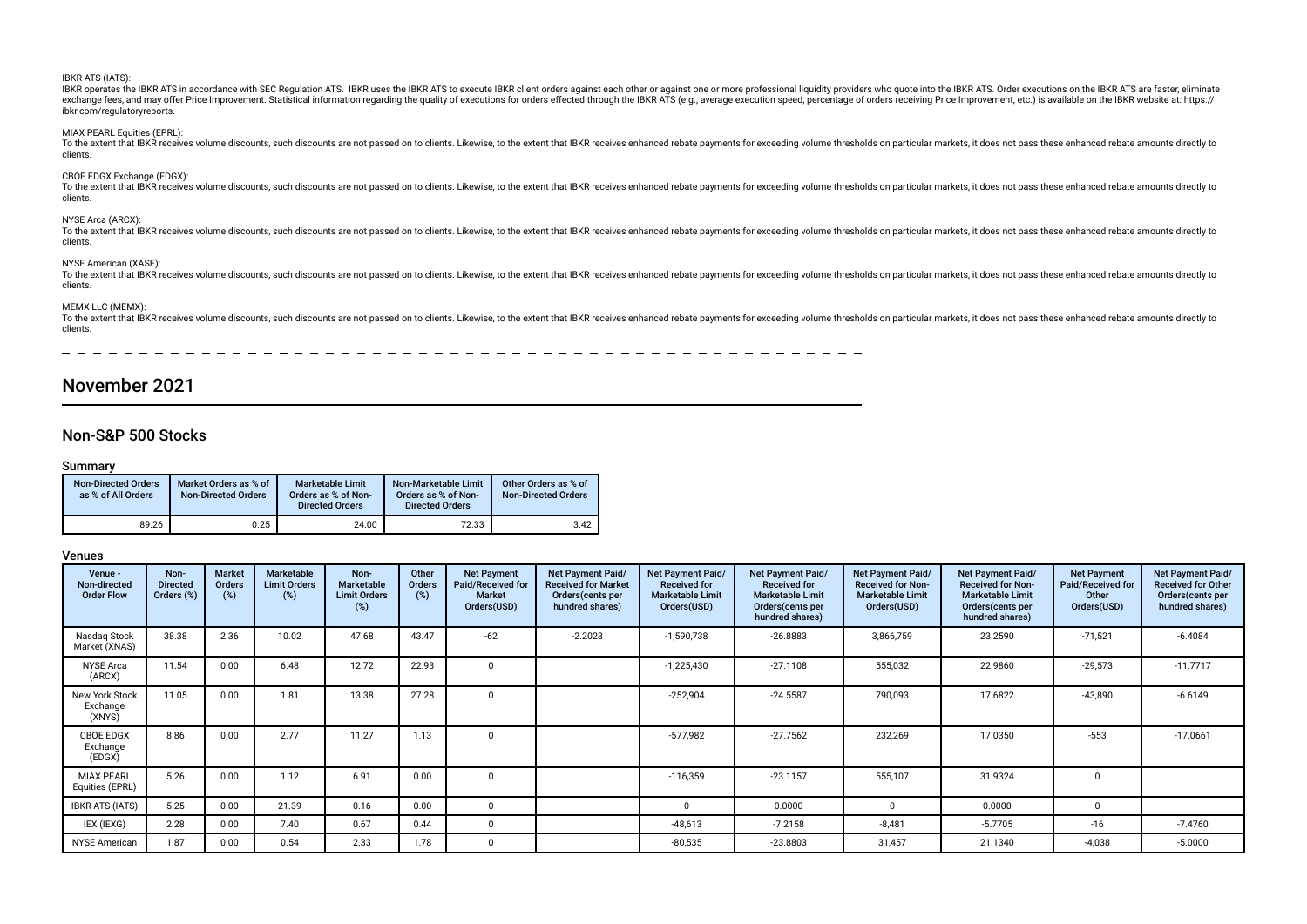IBKR ATS (IATS):

IBKR operates the IBKR ATS in accordance with SEC Regulation ATS. IBKR uses the IBKR ATS to execute IBKR client orders against each other or against one or more professional liquidity providers who quote into the IBKR ATS. Order executions on the IBKR ATS are faster, eliminate exchange fees, and may offer Price Improvement. Statistical information regarding the quality of executions for orders effected through the IBKR ATS (e.g., average execution speed, percentage of orders receiving Price Improvement, etc.) is available on the IBKR website at: https://ibkr.com/regulatoryreports.

MIAX PEARL Equities (EPRL):

To the extent that IBKR receives volume discounts, such discounts are not passed on to clients. Likewise, to the extent that IBKR receives enhanced rebate payments for exceeding volume thresholds on particular markets, it does not pass these enhanced rebate amounts directly to clients.

CBOE EDGX Exchange (EDGX):

To the extent that IBKR receives volume discounts, such discounts are not passed on to clients. Likewise, to the extent that IBKR receives enhanced rebate payments for exceeding volume thresholds on particular markets, it does not pass these enhanced rebate amounts directly to clients.

NYSE Arca (ARCX):

To the extent that IBKR receives volume discounts, such discounts are not passed on to clients. Likewise, to the extent that IBKR receives enhanced rebate payments for exceeding volume thresholds on particular markets, it does not pass these enhanced rebate amounts directly to clients.

NYSE American (XASE):

To the extent that IBKR receives volume discounts, such discounts are not passed on to clients. Likewise, to the extent that IBKR receives enhanced rebate payments for exceeding volume thresholds on particular markets, it does not pass these enhanced rebate amounts directly to clients.

MEMX LLC (MEMX):

To the extent that IBKR receives volume discounts, such discounts are not passed on to clients. Likewise, to the extent that IBKR receives enhanced rebate payments for exceeding volume thresholds on particular markets, it does not pass these enhanced rebate amounts directly to clients.

# November 2021

## Non-S&P 500 Stocks

### Summary

| Non-Directed Orders as % of All Orders | Market Orders as % of Non-Directed Orders | Marketable Limit Orders as % of Non-Directed Orders | Non-Marketable Limit Orders as % of Non-Directed Orders | Other Orders as % of Non-Directed Orders |
|---|---|---|---|---|
| 89.26 | 0.25 | 24.00 | 72.33 | 3.42 |

### Venues

| Venue - Non-directed Order Flow | Non-Directed Orders (%) | Market Orders (%) | Marketable Limit Orders (%) | Non-Marketable Limit Orders (%) | Other Orders (%) | Net Payment Paid/Received for Market Orders(USD) | Net Payment Paid/Received for Market Orders(cents per hundred shares) | Net Payment Paid/Received for Marketable Limit Orders(USD) | Net Payment Paid/Received for Marketable Limit Orders(cents per hundred shares) | Net Payment Paid/Received for Non-Marketable Limit Orders(USD) | Net Payment Paid/Received for Non-Marketable Limit Orders(cents per hundred shares) | Net Payment Paid/Received for Other Orders(USD) | Net Payment Paid/Received for Other Orders(cents per hundred shares) |
|---|---|---|---|---|---|---|---|---|---|---|---|---|---|
| Nasdaq Stock Market (XNAS) | 38.38 | 2.36 | 10.02 | 47.68 | 43.47 | -62 | -2.2023 | -1,590,738 | -26.8883 | 3,866,759 | 23.2590 | -71,521 | -6.4084 |
| NYSE Arca (ARCX) | 11.54 | 0.00 | 6.48 | 12.72 | 22.93 | 0 | | -1,225,430 | -27.1108 | 555,032 | 22.9860 | -29,573 | -11.7717 |
| New York Stock Exchange (XNYS) | 11.05 | 0.00 | 1.81 | 13.38 | 27.28 | 0 | | -252,904 | -24.5587 | 790,093 | 17.6822 | -43,890 | -6.6149 |
| CBOE EDGX Exchange (EDGX) | 8.86 | 0.00 | 2.77 | 11.27 | 1.13 | 0 | | -577,982 | -27.7562 | 232,269 | 17.0350 | -553 | -17.0661 |
| MIAX PEARL Equities (EPRL) | 5.26 | 0.00 | 1.12 | 6.91 | 0.00 | 0 | | -116,359 | -23.1157 | 555,107 | 31.9324 | 0 | |
| IBKR ATS (IATS) | 5.25 | 0.00 | 21.39 | 0.16 | 0.00 | 0 | | 0 | 0.0000 | 0 | 0.0000 | 0 | |
| IEX (IEXG) | 2.28 | 0.00 | 7.40 | 0.67 | 0.44 | 0 | | -48,613 | -7.2158 | -8,481 | -5.7705 | -16 | -7.4760 |
| NYSE American | 1.87 | 0.00 | 0.54 | 2.33 | 1.78 | 0 | | -80,535 | -23.8803 | 31,457 | 21.1340 | -4,038 | -5.0000 |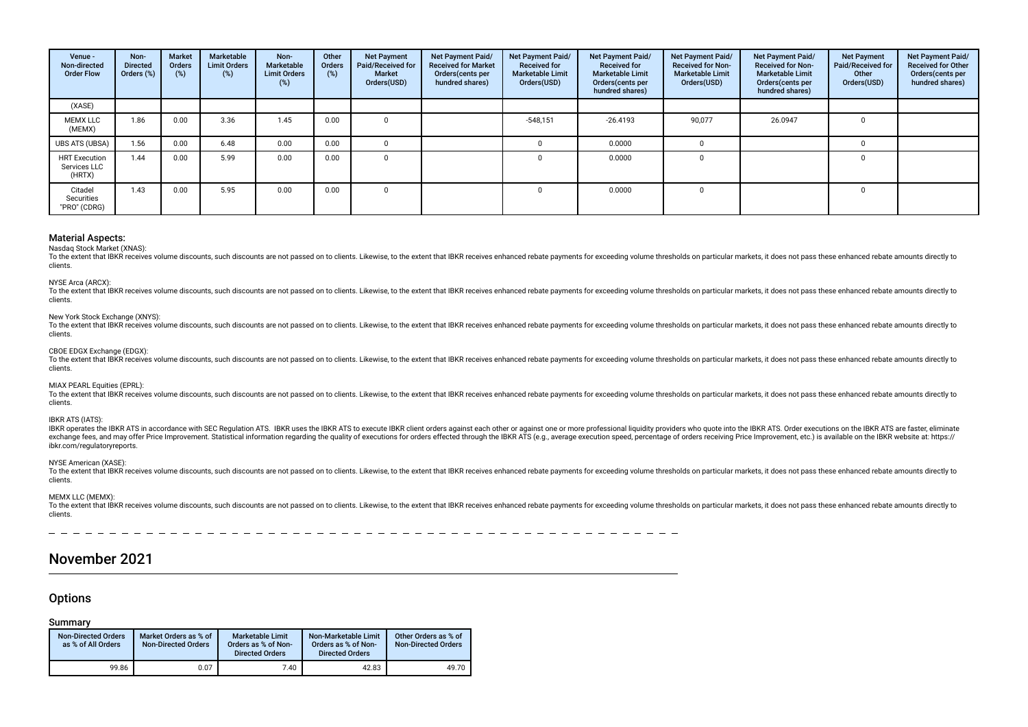| Venue - Non-directed Order Flow | Non-Directed Orders (%) | Market Orders (%) | Marketable Limit Orders (%) | Non-Marketable Limit Orders (%) | Other Orders (%) | Net Payment Paid/Received for Market Orders(USD) | Net Payment Paid/Received for Market Orders(cents per hundred shares) | Net Payment Paid/Received for Marketable Limit Orders(USD) | Net Payment Paid/Received for Marketable Limit Orders(cents per hundred shares) | Net Payment Paid/Received for Non-Marketable Limit Orders(USD) | Net Payment Paid/Received for Non-Marketable Limit Orders(cents per hundred shares) | Net Payment Paid/Received for Other Orders(USD) | Net Payment Paid/Received for Other Orders(cents per hundred shares) |
|---|---|---|---|---|---|---|---|---|---|---|---|---|---|
| (XASE) | | | | | | | | | | | | | |
| MEMX LLC (MEMX) | 1.86 | 0.00 | 3.36 | 1.45 | 0.00 | 0 | | -548,151 | -26.4193 | 90,077 | 26.0947 | 0 | |
| UBS ATS (UBSA) | 1.56 | 0.00 | 6.48 | 0.00 | 0.00 | 0 | | 0 | 0.0000 | 0 | | 0 | |
| HRT Execution Services LLC (HRTX) | 1.44 | 0.00 | 5.99 | 0.00 | 0.00 | 0 | | 0 | 0.0000 | 0 | | 0 | |
| Citadel Securities "PRO" (CDRG) | 1.43 | 0.00 | 5.95 | 0.00 | 0.00 | 0 | | 0 | 0.0000 | 0 | | 0 | |

### Material Aspects:

Nasdaq Stock Market (XNAS):
To the extent that IBKR receives volume discounts, such discounts are not passed on to clients. Likewise, to the extent that IBKR receives enhanced rebate payments for exceeding volume thresholds on particular markets, it does not pass these enhanced rebate amounts directly to clients.

NYSE Arca (ARCX):
To the extent that IBKR receives volume discounts, such discounts are not passed on to clients. Likewise, to the extent that IBKR receives enhanced rebate payments for exceeding volume thresholds on particular markets, it does not pass these enhanced rebate amounts directly to clients.

New York Stock Exchange (XNYS):
To the extent that IBKR receives volume discounts, such discounts are not passed on to clients. Likewise, to the extent that IBKR receives enhanced rebate payments for exceeding volume thresholds on particular markets, it does not pass these enhanced rebate amounts directly to clients.

CBOE EDGX Exchange (EDGX):
To the extent that IBKR receives volume discounts, such discounts are not passed on to clients. Likewise, to the extent that IBKR receives enhanced rebate payments for exceeding volume thresholds on particular markets, it does not pass these enhanced rebate amounts directly to clients.

MIAX PEARL Equities (EPRL):
To the extent that IBKR receives volume discounts, such discounts are not passed on to clients. Likewise, to the extent that IBKR receives enhanced rebate payments for exceeding volume thresholds on particular markets, it does not pass these enhanced rebate amounts directly to clients.

IBKR ATS (IATS):
IBKR operates the IBKR ATS in accordance with SEC Regulation ATS. IBKR uses the IBKR ATS to execute IBKR client orders against each other or against one or more professional liquidity providers who quote into the IBKR ATS. Order executions on the IBKR ATS are faster, eliminate exchange fees, and may offer Price Improvement. Statistical information regarding the quality of executions for orders effected through the IBKR ATS (e.g., average execution speed, percentage of orders receiving Price Improvement, etc.) is available on the IBKR website at: https://ibkr.com/regulatoryreports.

NYSE American (XASE):
To the extent that IBKR receives volume discounts, such discounts are not passed on to clients. Likewise, to the extent that IBKR receives enhanced rebate payments for exceeding volume thresholds on particular markets, it does not pass these enhanced rebate amounts directly to clients.

MEMX LLC (MEMX):
To the extent that IBKR receives volume discounts, such discounts are not passed on to clients. Likewise, to the extent that IBKR receives enhanced rebate payments for exceeding volume thresholds on particular markets, it does not pass these enhanced rebate amounts directly to clients.

# November 2021

## Options

### Summary

| Non-Directed Orders as % of All Orders | Market Orders as % of Non-Directed Orders | Marketable Limit Orders as % of Non-Directed Orders | Non-Marketable Limit Orders as % of Non-Directed Orders | Other Orders as % of Non-Directed Orders |
|---|---|---|---|---|
| 99.86 | 0.07 | 7.40 | 42.83 | 49.70 |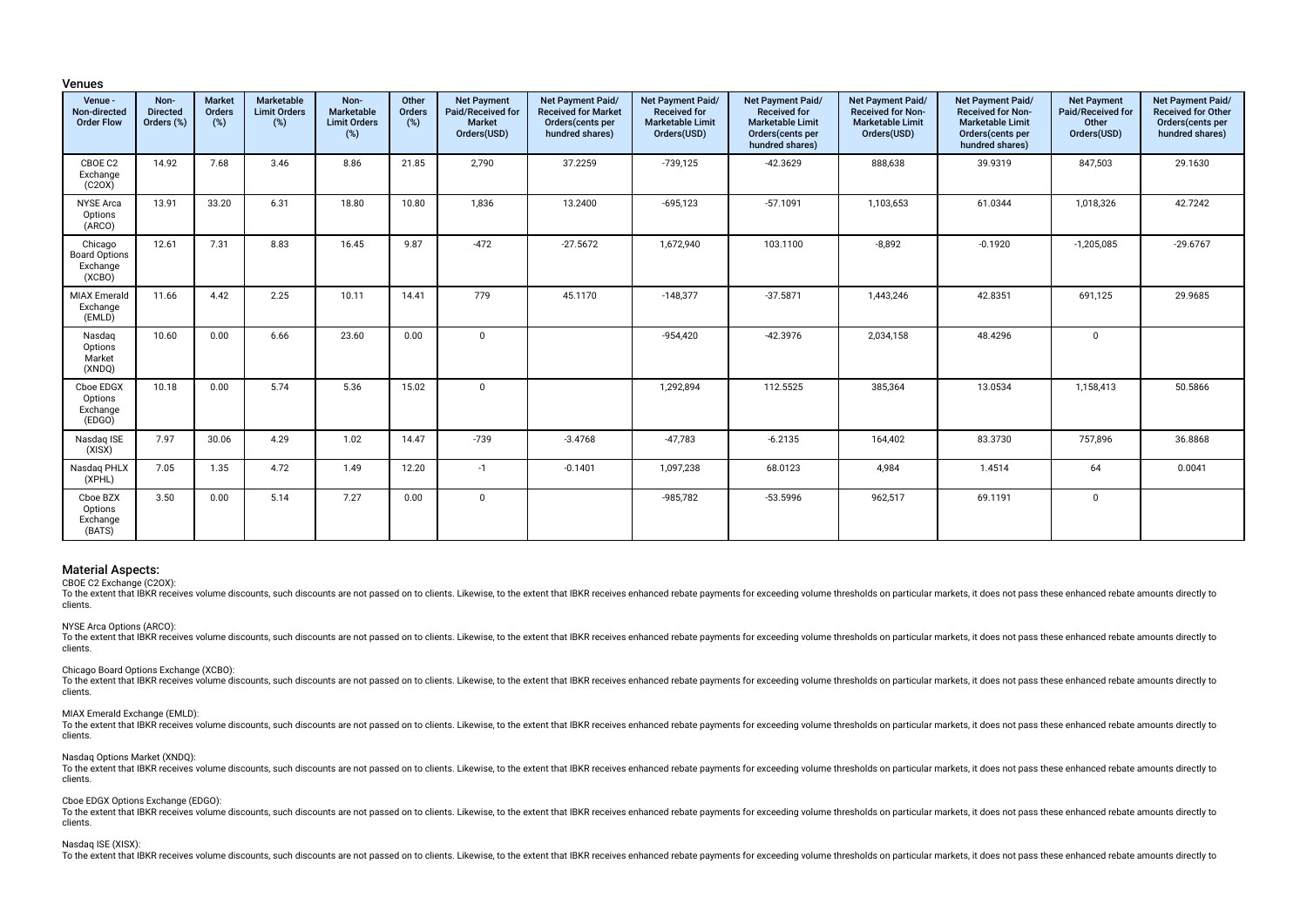### Venues

| Venue - Non-directed Order Flow | Non-Directed Orders (%) | Market Orders (%) | Marketable Limit Orders (%) | Non-Marketable Limit Orders (%) | Other Orders (%) | Net Payment Paid/Received for Market Orders(USD) | Net Payment Paid/ Received for Market Orders(cents per hundred shares) | Net Payment Paid/ Received for Marketable Limit Orders(USD) | Net Payment Paid/ Received for Marketable Limit Orders(cents per hundred shares) | Net Payment Paid/ Received for Non-Marketable Limit Orders(USD) | Net Payment Paid/ Received for Non-Marketable Limit Orders(cents per hundred shares) | Net Payment Paid/Received for Other Orders(USD) | Net Payment Paid/ Received for Other Orders(cents per hundred shares) |
|---|---|---|---|---|---|---|---|---|---|---|---|---|---|
| CBOE C2 Exchange (C2OX) | 14.92 | 7.68 | 3.46 | 8.86 | 21.85 | 2,790 | 37.2259 | -739,125 | -42.3629 | 888,638 | 39.9319 | 847,503 | 29.1630 |
| NYSE Arca Options (ARCO) | 13.91 | 33.20 | 6.31 | 18.80 | 10.80 | 1,836 | 13.2400 | -695,123 | -57.1091 | 1,103,653 | 61.0344 | 1,018,326 | 42.7242 |
| Chicago Board Options Exchange (XCBO) | 12.61 | 7.31 | 8.83 | 16.45 | 9.87 | -472 | -27.5672 | 1,672,940 | 103.1100 | -8,892 | -0.1920 | -1,205,085 | -29.6767 |
| MIAX Emerald Exchange (EMLD) | 11.66 | 4.42 | 2.25 | 10.11 | 14.41 | 779 | 45.1170 | -148,377 | -37.5871 | 1,443,246 | 42.8351 | 691,125 | 29.9685 |
| Nasdaq Options Market (XNDQ) | 10.60 | 0.00 | 6.66 | 23.60 | 0.00 | 0 | | -954,420 | -42.3976 | 2,034,158 | 48.4296 | 0 | |
| Cboe EDGX Options Exchange (EDGO) | 10.18 | 0.00 | 5.74 | 5.36 | 15.02 | 0 | | 1,292,894 | 112.5525 | 385,364 | 13.0534 | 1,158,413 | 50.5866 |
| Nasdaq ISE (XISX) | 7.97 | 30.06 | 4.29 | 1.02 | 14.47 | -739 | -3.4768 | -47,783 | -6.2135 | 164,402 | 83.3730 | 757,896 | 36.8868 |
| Nasdaq PHLX (XPHL) | 7.05 | 1.35 | 4.72 | 1.49 | 12.20 | -1 | -0.1401 | 1,097,238 | 68.0123 | 4,984 | 1.4514 | 64 | 0.0041 |
| Cboe BZX Options Exchange (BATS) | 3.50 | 0.00 | 5.14 | 7.27 | 0.00 | 0 | | -985,782 | -53.5996 | 962,517 | 69.1191 | 0 | |

### Material Aspects:

CBOE C2 Exchange (C2OX):
To the extent that IBKR receives volume discounts, such discounts are not passed on to clients. Likewise, to the extent that IBKR receives enhanced rebate payments for exceeding volume thresholds on particular markets, it does not pass these enhanced rebate amounts directly to clients.

NYSE Arca Options (ARCO):
To the extent that IBKR receives volume discounts, such discounts are not passed on to clients. Likewise, to the extent that IBKR receives enhanced rebate payments for exceeding volume thresholds on particular markets, it does not pass these enhanced rebate amounts directly to clients.

Chicago Board Options Exchange (XCBO):
To the extent that IBKR receives volume discounts, such discounts are not passed on to clients. Likewise, to the extent that IBKR receives enhanced rebate payments for exceeding volume thresholds on particular markets, it does not pass these enhanced rebate amounts directly to clients.

MIAX Emerald Exchange (EMLD):
To the extent that IBKR receives volume discounts, such discounts are not passed on to clients. Likewise, to the extent that IBKR receives enhanced rebate payments for exceeding volume thresholds on particular markets, it does not pass these enhanced rebate amounts directly to clients.

Nasdaq Options Market (XNDQ):
To the extent that IBKR receives volume discounts, such discounts are not passed on to clients. Likewise, to the extent that IBKR receives enhanced rebate payments for exceeding volume thresholds on particular markets, it does not pass these enhanced rebate amounts directly to clients.

Cboe EDGX Options Exchange (EDGO):
To the extent that IBKR receives volume discounts, such discounts are not passed on to clients. Likewise, to the extent that IBKR receives enhanced rebate payments for exceeding volume thresholds on particular markets, it does not pass these enhanced rebate amounts directly to clients.

Nasdaq ISE (XISX):
To the extent that IBKR receives volume discounts, such discounts are not passed on to clients. Likewise, to the extent that IBKR receives enhanced rebate payments for exceeding volume thresholds on particular markets, it does not pass these enhanced rebate amounts directly to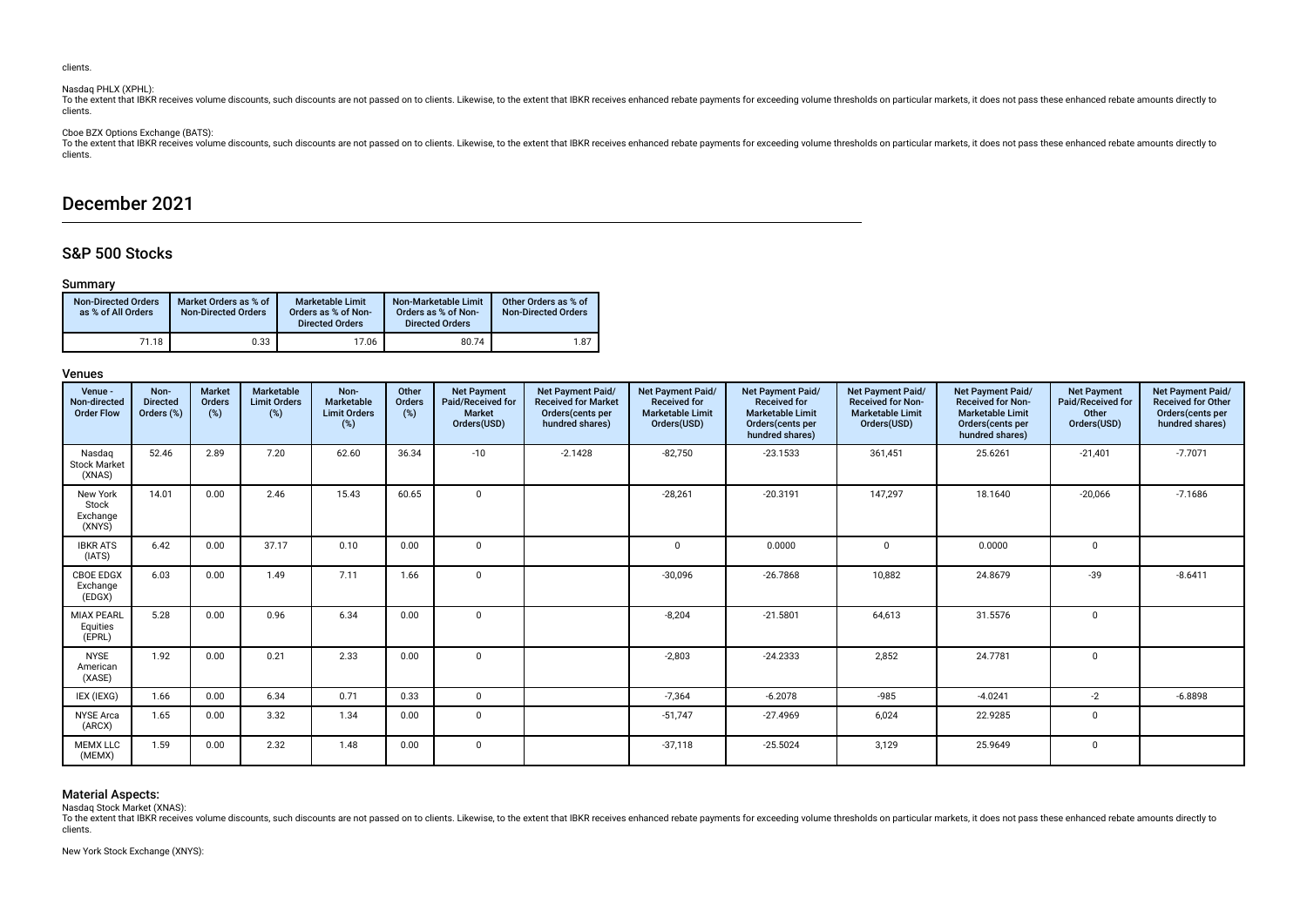clients.

Nasdaq PHLX (XPHL):
To the extent that IBKR receives volume discounts, such discounts are not passed on to clients. Likewise, to the extent that IBKR receives enhanced rebate payments for exceeding volume thresholds on particular markets, it does not pass these enhanced rebate amounts directly to clients.

Cboe BZX Options Exchange (BATS):
To the extent that IBKR receives volume discounts, such discounts are not passed on to clients. Likewise, to the extent that IBKR receives enhanced rebate payments for exceeding volume thresholds on particular markets, it does not pass these enhanced rebate amounts directly to clients.

# December 2021

## S&P 500 Stocks

### Summary

| Non-Directed Orders as % of All Orders | Market Orders as % of Non-Directed Orders | Marketable Limit Orders as % of Non-Directed Orders | Non-Marketable Limit Orders as % of Non-Directed Orders | Other Orders as % of Non-Directed Orders |
|---|---|---|---|---|
| 71.18 | 0.33 | 17.06 | 80.74 | 1.87 |

### Venues

| Venue - Non-directed Order Flow | Non-Directed Orders (%) | Market Orders (%) | Marketable Limit Orders (%) | Non-Marketable Limit Orders (%) | Other Orders (%) | Net Payment Paid/Received for Market Orders(USD) | Net Payment Paid/ Received for Market Orders(cents per hundred shares) | Net Payment Paid/ Received for Marketable Limit Orders(USD) | Net Payment Paid/ Received for Marketable Limit Orders(cents per hundred shares) | Net Payment Paid/ Received for Non-Marketable Limit Orders(USD) | Net Payment Paid/ Received for Non-Marketable Limit Orders(cents per hundred shares) | Net Payment Paid/Received for Other Orders(USD) | Net Payment Paid/ Received for Other Orders(cents per hundred shares) |
|---|---|---|---|---|---|---|---|---|---|---|---|---|---|
| Nasdaq Stock Market (XNAS) | 52.46 | 2.89 | 7.20 | 62.60 | 36.34 | -10 | -2.1428 | -82,750 | -23.1533 | 361,451 | 25.6261 | -21,401 | -7.7071 |
| New York Stock Exchange (XNYS) | 14.01 | 0.00 | 2.46 | 15.43 | 60.65 | 0 | | -28,261 | -20.3191 | 147,297 | 18.1640 | -20,066 | -7.1686 |
| IBKR ATS (IATS) | 6.42 | 0.00 | 37.17 | 0.10 | 0.00 | 0 | | 0 | 0.0000 | 0 | 0.0000 | 0 | |
| CBOE EDGX Exchange (EDGX) | 6.03 | 0.00 | 1.49 | 7.11 | 1.66 | 0 | | -30,096 | -26.7868 | 10,882 | 24.8679 | -39 | -8.6411 |
| MIAX PEARL Equities (EPRL) | 5.28 | 0.00 | 0.96 | 6.34 | 0.00 | 0 | | -8,204 | -21.5801 | 64,613 | 31.5576 | 0 | |
| NYSE American (XASE) | 1.92 | 0.00 | 0.21 | 2.33 | 0.00 | 0 | | -2,803 | -24.2333 | 2,852 | 24.7781 | 0 | |
| IEX (IEXG) | 1.66 | 0.00 | 6.34 | 0.71 | 0.33 | 0 | | -7,364 | -6.2078 | -985 | -4.0241 | -2 | -6.8898 |
| NYSE Arca (ARCX) | 1.65 | 0.00 | 3.32 | 1.34 | 0.00 | 0 | | -51,747 | -27.4969 | 6,024 | 22.9285 | 0 | |
| MEMX LLC (MEMX) | 1.59 | 0.00 | 2.32 | 1.48 | 0.00 | 0 | | -37,118 | -25.5024 | 3,129 | 25.9649 | 0 | |

### Material Aspects:

Nasdaq Stock Market (XNAS):
To the extent that IBKR receives volume discounts, such discounts are not passed on to clients. Likewise, to the extent that IBKR receives enhanced rebate payments for exceeding volume thresholds on particular markets, it does not pass these enhanced rebate amounts directly to clients.

New York Stock Exchange (XNYS):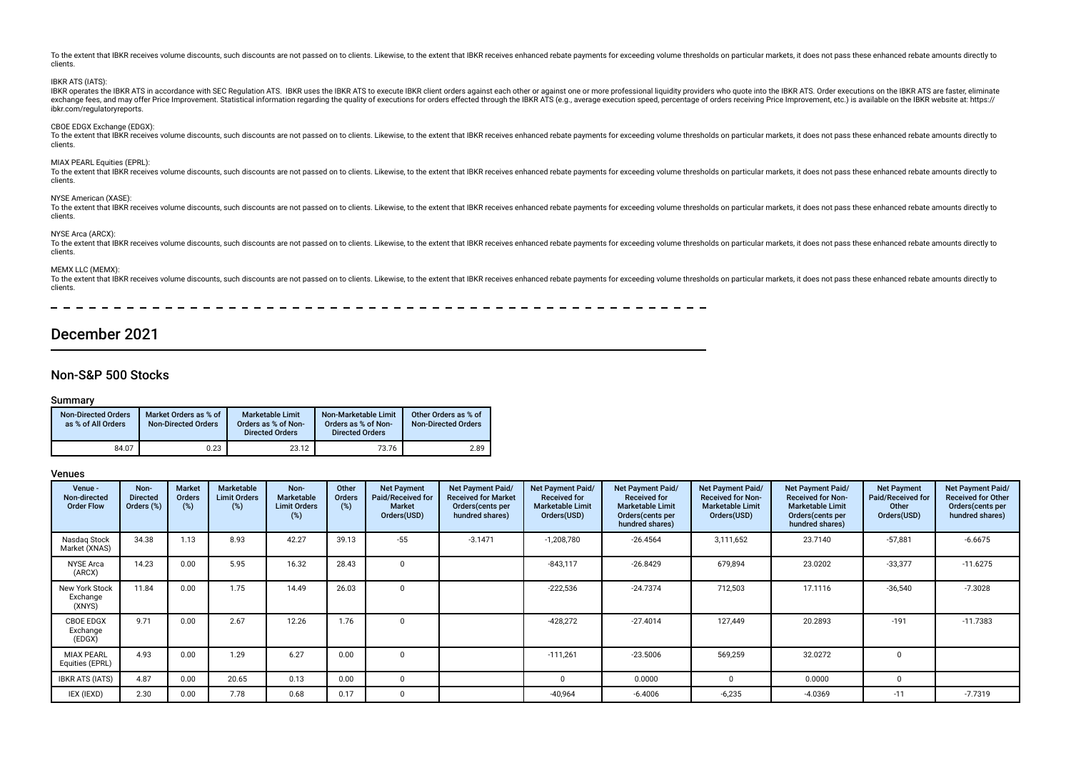To the extent that IBKR receives volume discounts, such discounts are not passed on to clients. Likewise, to the extent that IBKR receives enhanced rebate payments for exceeding volume thresholds on particular markets, it does not pass these enhanced rebate amounts directly to clients.

IBKR ATS (IATS):

IBKR operates the IBKR ATS in accordance with SEC Regulation ATS. IBKR uses the IBKR ATS to execute IBKR client orders against each other or against one or more professional liquidity providers who quote into the IBKR ATS. Order executions on the IBKR ATS are faster, eliminate exchange fees, and may offer Price Improvement. Statistical information regarding the quality of executions for orders effected through the IBKR ATS (e.g., average execution speed, percentage of orders receiving Price Improvement, etc.) is available on the IBKR website at: https://ibkr.com/regulatoryreports.

CBOE EDGX Exchange (EDGX):

To the extent that IBKR receives volume discounts, such discounts are not passed on to clients. Likewise, to the extent that IBKR receives enhanced rebate payments for exceeding volume thresholds on particular markets, it does not pass these enhanced rebate amounts directly to clients.

MIAX PEARL Equities (EPRL):

To the extent that IBKR receives volume discounts, such discounts are not passed on to clients. Likewise, to the extent that IBKR receives enhanced rebate payments for exceeding volume thresholds on particular markets, it does not pass these enhanced rebate amounts directly to clients.

NYSE American (XASE):

To the extent that IBKR receives volume discounts, such discounts are not passed on to clients. Likewise, to the extent that IBKR receives enhanced rebate payments for exceeding volume thresholds on particular markets, it does not pass these enhanced rebate amounts directly to clients.

NYSE Arca (ARCX):

To the extent that IBKR receives volume discounts, such discounts are not passed on to clients. Likewise, to the extent that IBKR receives enhanced rebate payments for exceeding volume thresholds on particular markets, it does not pass these enhanced rebate amounts directly to clients.

MEMX LLC (MEMX):

To the extent that IBKR receives volume discounts, such discounts are not passed on to clients. Likewise, to the extent that IBKR receives enhanced rebate payments for exceeding volume thresholds on particular markets, it does not pass these enhanced rebate amounts directly to clients.

# December 2021

## Non-S&P 500 Stocks

### Summary

| Non-Directed Orders as % of All Orders | Market Orders as % of Non-Directed Orders | Marketable Limit Orders as % of Non-Directed Orders | Non-Marketable Limit Orders as % of Non-Directed Orders | Other Orders as % of Non-Directed Orders |
|---|---|---|---|---|
| 84.07 | 0.23 | 23.12 | 73.76 | 2.89 |

### Venues

| Venue - Non-directed Order Flow | Non-Directed Orders (%) | Market Orders (%) | Marketable Limit Orders (%) | Non-Marketable Limit Orders (%) | Other Orders (%) | Net Payment Paid/Received for Market Orders(USD) | Net Payment Paid/Received for Market Orders(cents per hundred shares) | Net Payment Paid/Received for Marketable Limit Orders(USD) | Net Payment Paid/Received for Marketable Limit Orders(cents per hundred shares) | Net Payment Paid/Received for Non-Marketable Limit Orders(USD) | Net Payment Paid/Received for Non-Marketable Limit Orders(cents per hundred shares) | Net Payment Paid/Received for Other Orders(USD) | Net Payment Paid/Received for Other Orders(cents per hundred shares) |
|---|---|---|---|---|---|---|---|---|---|---|---|---|---|
| Nasdaq Stock Market (XNAS) | 34.38 | 1.13 | 8.93 | 42.27 | 39.13 | -55 | -3.1471 | -1,208,780 | -26.4564 | 3,111,652 | 23.7140 | -57,881 | -6.6675 |
| NYSE Arca (ARCX) | 14.23 | 0.00 | 5.95 | 16.32 | 28.43 | 0 | | -843,117 | -26.8429 | 679,894 | 23.0202 | -33,377 | -11.6275 |
| New York Stock Exchange (XNYS) | 11.84 | 0.00 | 1.75 | 14.49 | 26.03 | 0 | | -222,536 | -24.7374 | 712,503 | 17.1116 | -36,540 | -7.3028 |
| CBOE EDGX Exchange (EDGX) | 9.71 | 0.00 | 2.67 | 12.26 | 1.76 | 0 | | -428,272 | -27.4014 | 127,449 | 20.2893 | -191 | -11.7383 |
| MIAX PEARL Equities (EPRL) | 4.93 | 0.00 | 1.29 | 6.27 | 0.00 | 0 | | -111,261 | -23.5006 | 569,259 | 32.0272 | 0 | |
| IBKR ATS (IATS) | 4.87 | 0.00 | 20.65 | 0.13 | 0.00 | 0 | | 0 | 0.0000 | 0 | 0.0000 | 0 | |
| IEX (IEXD) | 2.30 | 0.00 | 7.78 | 0.68 | 0.17 | 0 | | -40,964 | -6.4006 | -6,235 | -4.0369 | -11 | -7.7319 |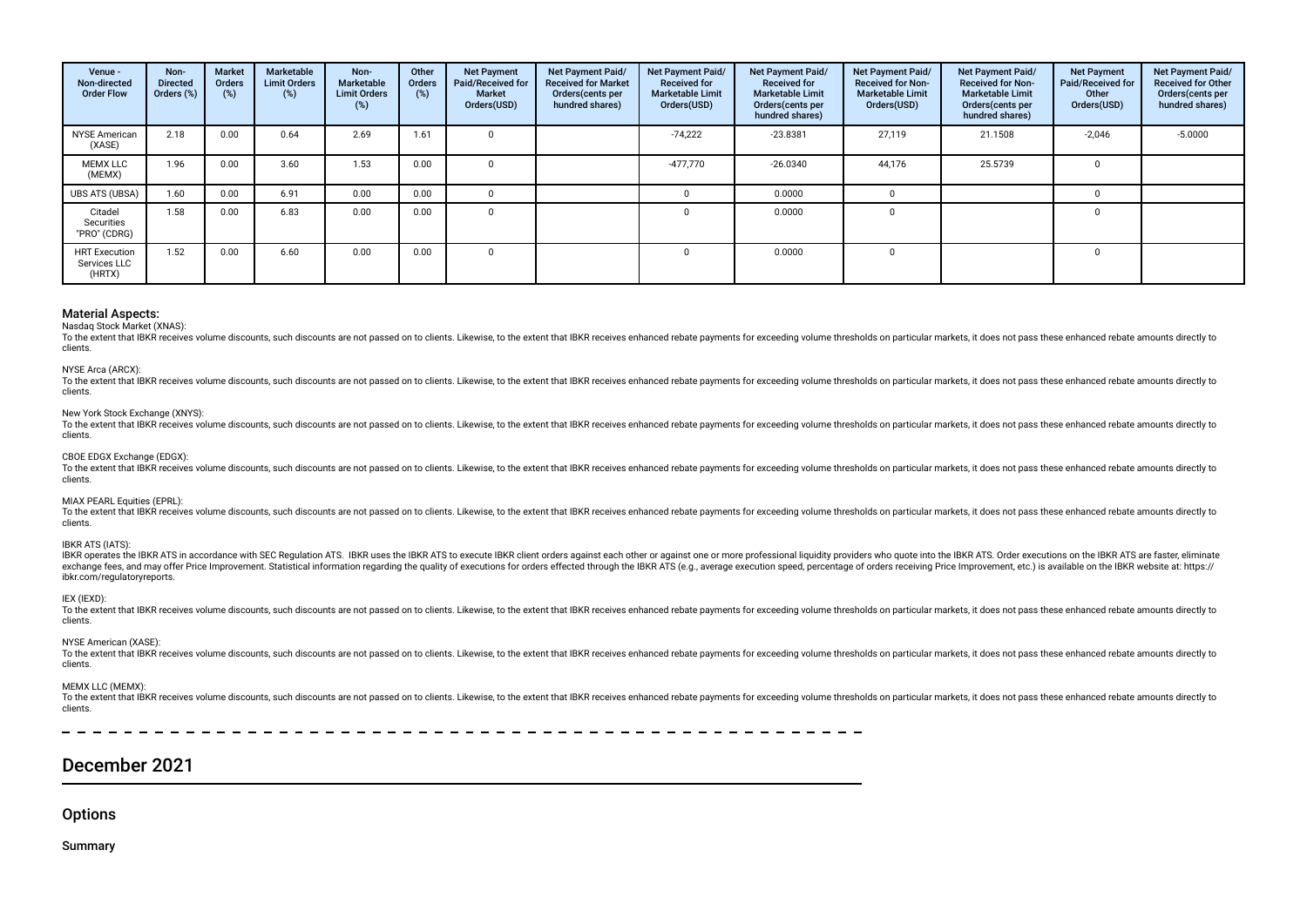| Venue - Non-directed Order Flow | Non-Directed Orders (%) | Market Orders (%) | Marketable Limit Orders (%) | Non-Marketable Limit Orders (%) | Other Orders (%) | Net Payment Paid/Received for Market Orders(USD) | Net Payment Paid/ Received for Market Orders(cents per hundred shares) | Net Payment Paid/ Received for Marketable Limit Orders(USD) | Net Payment Paid/ Received for Marketable Limit Orders(cents per hundred shares) | Net Payment Paid/ Received for Non-Marketable Limit Orders(USD) | Net Payment Paid/ Received for Non-Marketable Limit Orders(cents per hundred shares) | Net Payment Paid/Received for Other Orders(USD) | Net Payment Paid/ Received for Other Orders(cents per hundred shares) |
|---|---|---|---|---|---|---|---|---|---|---|---|---|---|
| NYSE American (XASE) | 2.18 | 0.00 | 0.64 | 2.69 | 1.61 | 0 | | -74,222 | -23.8381 | 27,119 | 21.1508 | -2,046 | -5.0000 |
| MEMX LLC (MEMX) | 1.96 | 0.00 | 3.60 | 1.53 | 0.00 | 0 | | -477,770 | -26.0340 | 44,176 | 25.5739 | 0 | |
| UBS ATS (UBSA) | 1.60 | 0.00 | 6.91 | 0.00 | 0.00 | 0 | | 0 | 0.0000 | 0 | | 0 | |
| Citadel Securities "PRO" (CDRG) | 1.58 | 0.00 | 6.83 | 0.00 | 0.00 | 0 | | 0 | 0.0000 | 0 | | 0 | |
| HRT Execution Services LLC (HRTX) | 1.52 | 0.00 | 6.60 | 0.00 | 0.00 | 0 | | 0 | 0.0000 | 0 | | 0 | |

### Material Aspects:

Nasdaq Stock Market (XNAS):

To the extent that IBKR receives volume discounts, such discounts are not passed on to clients. Likewise, to the extent that IBKR receives enhanced rebate payments for exceeding volume thresholds on particular markets, it does not pass these enhanced rebate amounts directly to clients.

NYSE Arca (ARCX):

To the extent that IBKR receives volume discounts, such discounts are not passed on to clients. Likewise, to the extent that IBKR receives enhanced rebate payments for exceeding volume thresholds on particular markets, it does not pass these enhanced rebate amounts directly to clients.

New York Stock Exchange (XNYS):

To the extent that IBKR receives volume discounts, such discounts are not passed on to clients. Likewise, to the extent that IBKR receives enhanced rebate payments for exceeding volume thresholds on particular markets, it does not pass these enhanced rebate amounts directly to clients.

CBOE EDGX Exchange (EDGX):

To the extent that IBKR receives volume discounts, such discounts are not passed on to clients. Likewise, to the extent that IBKR receives enhanced rebate payments for exceeding volume thresholds on particular markets, it does not pass these enhanced rebate amounts directly to clients.

MIAX PEARL Equities (EPRL):

To the extent that IBKR receives volume discounts, such discounts are not passed on to clients. Likewise, to the extent that IBKR receives enhanced rebate payments for exceeding volume thresholds on particular markets, it does not pass these enhanced rebate amounts directly to clients.

IBKR ATS (IATS):

IBKR operates the IBKR ATS in accordance with SEC Regulation ATS. IBKR uses the IBKR ATS to execute IBKR client orders against each other or against one or more professional liquidity providers who quote into the IBKR ATS. Order executions on the IBKR ATS are faster, eliminate exchange fees, and may offer Price Improvement. Statistical information regarding the quality of executions for orders effected through the IBKR ATS (e.g., average execution speed, percentage of orders receiving Price Improvement, etc.) is available on the IBKR website at: https://ibkr.com/regulatoryreports.

IEX (IEXD):

To the extent that IBKR receives volume discounts, such discounts are not passed on to clients. Likewise, to the extent that IBKR receives enhanced rebate payments for exceeding volume thresholds on particular markets, it does not pass these enhanced rebate amounts directly to clients.

NYSE American (XASE):

To the extent that IBKR receives volume discounts, such discounts are not passed on to clients. Likewise, to the extent that IBKR receives enhanced rebate payments for exceeding volume thresholds on particular markets, it does not pass these enhanced rebate amounts directly to clients.

MEMX LLC (MEMX):

To the extent that IBKR receives volume discounts, such discounts are not passed on to clients. Likewise, to the extent that IBKR receives enhanced rebate payments for exceeding volume thresholds on particular markets, it does not pass these enhanced rebate amounts directly to clients.

# December 2021

## Options

### Summary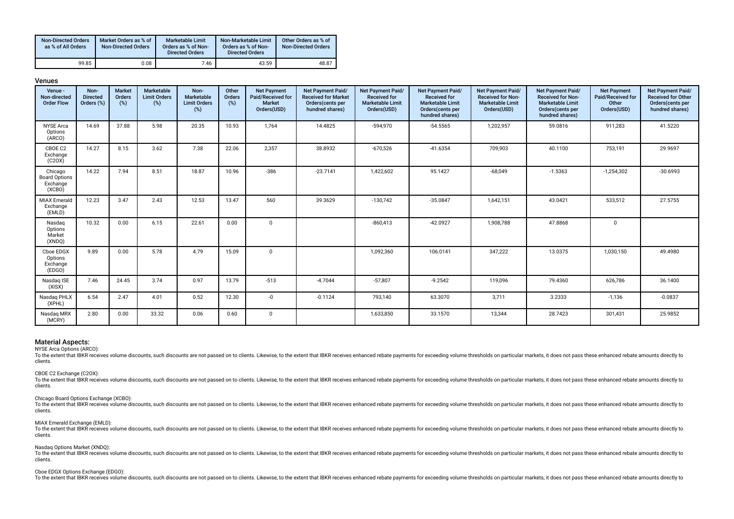| Non-Directed Orders as % of All Orders | Market Orders as % of Non-Directed Orders | Marketable Limit Orders as % of Non-Directed Orders | Non-Marketable Limit Orders as % of Non-Directed Orders | Other Orders as % of Non-Directed Orders |
|---|---|---|---|---|
| 99.85 | 0.08 | 7.46 | 43.59 | 48.87 |

## Venues

| Venue - Non-directed Order Flow | Non-Directed Orders (%) | Market Orders (%) | Marketable Limit Orders (%) | Non-Marketable Limit Orders (%) | Other Orders (%) | Net Payment Paid/Received for Market Orders(USD) | Net Payment Paid/ Received for Market Orders(cents per hundred shares) | Net Payment Paid/ Received for Marketable Limit Orders(USD) | Net Payment Paid/ Received for Marketable Limit Orders(cents per hundred shares) | Net Payment Paid/ Received for Non-Marketable Limit Orders(USD) | Net Payment Paid/ Received for Non-Marketable Limit Orders(cents per hundred shares) | Net Payment Paid/Received for Other Orders(USD) | Net Payment Paid/ Received for Other Orders(cents per hundred shares) |
|---|---|---|---|---|---|---|---|---|---|---|---|---|---|
| NYSE Arca Options (ARCO) | 14.69 | 37.88 | 5.98 | 20.35 | 10.93 | 1,764 | 14.4825 | -594,970 | -54.5565 | 1,202,957 | 59.0816 | 911,283 | 41.5220 |
| CBOE C2 Exchange (C2OX) | 14.27 | 8.15 | 3.62 | 7.38 | 22.06 | 2,357 | 38.8932 | -670,526 | -41.6354 | 709,903 | 40.1100 | 753,191 | 29.9697 |
| Chicago Board Options Exchange (XCBO) | 14.22 | 7.94 | 8.51 | 18.87 | 10.96 | -386 | -23.7141 | 1,422,602 | 95.1427 | -68,049 | -1.5363 | -1,254,302 | -30.6993 |
| MIAX Emerald Exchange (EMLD) | 12.23 | 3.47 | 2.43 | 12.53 | 13.47 | 560 | 39.3629 | -130,742 | -35.0847 | 1,642,151 | 43.0421 | 533,512 | 27.5755 |
| Nasdaq Options Market (XNDQ) | 10.32 | 0.00 | 6.15 | 22.61 | 0.00 | 0 | | -860,413 | -42.0927 | 1,908,788 | 47.8868 | 0 | |
| Cboe EDGX Options Exchange (EDGO) | 9.89 | 0.00 | 5.78 | 4.79 | 15.09 | 0 | | 1,092,360 | 106.0141 | 347,222 | 13.0375 | 1,030,150 | 49.4980 |
| Nasdaq ISE (XISX) | 7.46 | 24.45 | 3.74 | 0.97 | 13.79 | -513 | -4.7044 | -57,807 | -9.2542 | 119,096 | 79.4360 | 626,786 | 36.1400 |
| Nasdaq PHLX (XPHL) | 6.54 | 2.47 | 4.01 | 0.52 | 12.30 | -0 | -0.1124 | 793,140 | 63.3070 | 3,711 | 3.2333 | -1,136 | -0.0837 |
| Nasdaq MRX (MCRY) | 2.80 | 0.00 | 33.32 | 0.06 | 0.60 | 0 | | 1,633,850 | 33.1570 | 13,344 | 28.7423 | 301,431 | 25.9852 |

## Material Aspects:

NYSE Arca Options (ARCO):
To the extent that IBKR receives volume discounts, such discounts are not passed on to clients. Likewise, to the extent that IBKR receives enhanced rebate payments for exceeding volume thresholds on particular markets, it does not pass these enhanced rebate amounts directly to clients.

CBOE C2 Exchange (C2OX):
To the extent that IBKR receives volume discounts, such discounts are not passed on to clients. Likewise, to the extent that IBKR receives enhanced rebate payments for exceeding volume thresholds on particular markets, it does not pass these enhanced rebate amounts directly to clients.

Chicago Board Options Exchange (XCBO):
To the extent that IBKR receives volume discounts, such discounts are not passed on to clients. Likewise, to the extent that IBKR receives enhanced rebate payments for exceeding volume thresholds on particular markets, it does not pass these enhanced rebate amounts directly to clients.

MIAX Emerald Exchange (EMLD):
To the extent that IBKR receives volume discounts, such discounts are not passed on to clients. Likewise, to the extent that IBKR receives enhanced rebate payments for exceeding volume thresholds on particular markets, it does not pass these enhanced rebate amounts directly to clients.

Nasdaq Options Market (XNDQ):
To the extent that IBKR receives volume discounts, such discounts are not passed on to clients. Likewise, to the extent that IBKR receives enhanced rebate payments for exceeding volume thresholds on particular markets, it does not pass these enhanced rebate amounts directly to clients.

Cboe EDGX Options Exchange (EDGO):
To the extent that IBKR receives volume discounts, such discounts are not passed on to clients. Likewise, to the extent that IBKR receives enhanced rebate payments for exceeding volume thresholds on particular markets, it does not pass these enhanced rebate amounts directly to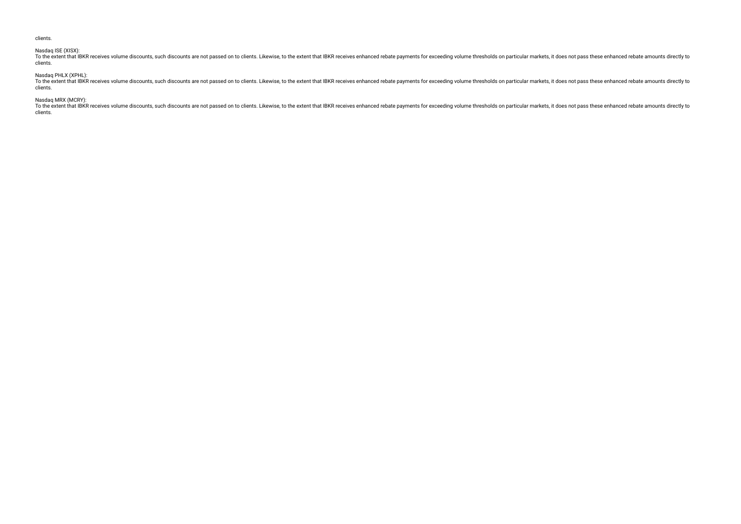clients.

Nasdaq ISE (XISX):
To the extent that IBKR receives volume discounts, such discounts are not passed on to clients. Likewise, to the extent that IBKR receives enhanced rebate payments for exceeding volume thresholds on particular markets, it does not pass these enhanced rebate amounts directly to clients.

Nasdaq PHLX (XPHL):
To the extent that IBKR receives volume discounts, such discounts are not passed on to clients. Likewise, to the extent that IBKR receives enhanced rebate payments for exceeding volume thresholds on particular markets, it does not pass these enhanced rebate amounts directly to clients.

Nasdaq MRX (MCRY):
To the extent that IBKR receives volume discounts, such discounts are not passed on to clients. Likewise, to the extent that IBKR receives enhanced rebate payments for exceeding volume thresholds on particular markets, it does not pass these enhanced rebate amounts directly to clients.